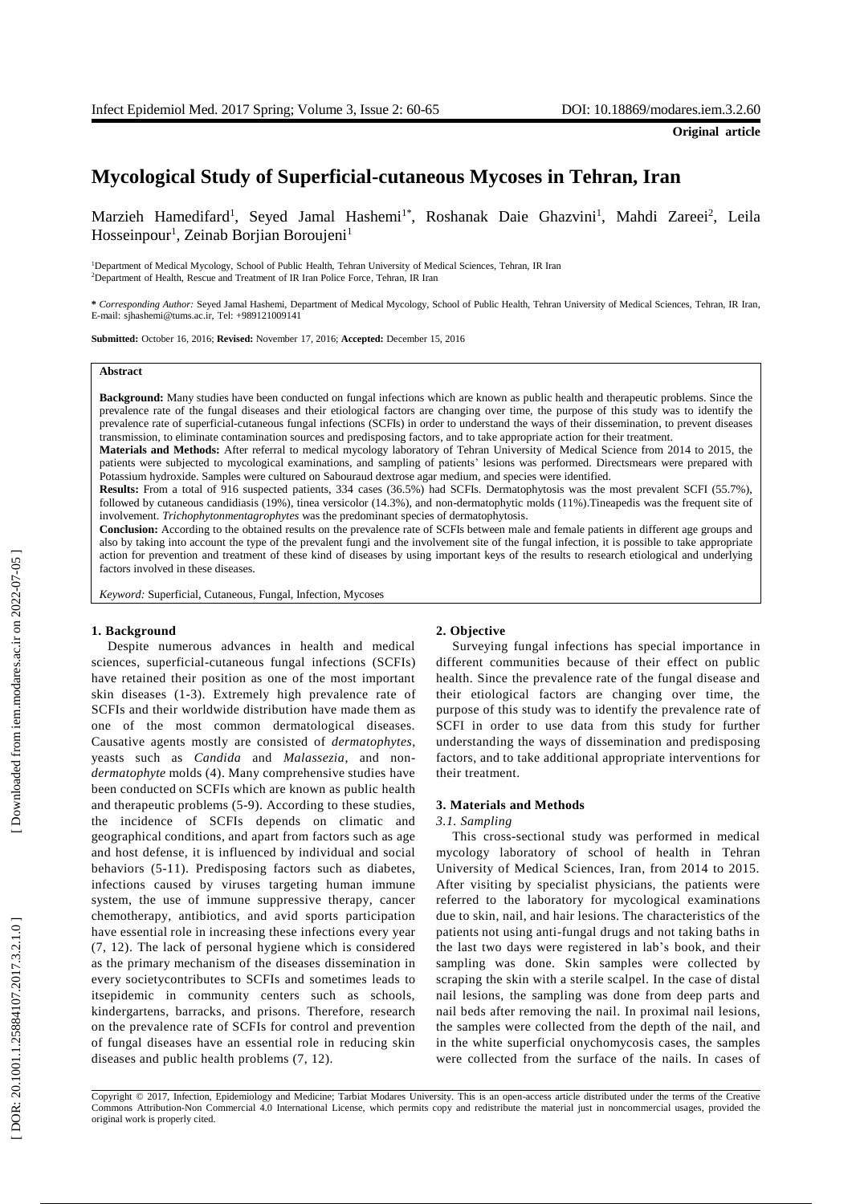**Original article**

# Mycological Study of Superficial-cutaneous Mycoses in Tehran, Iran

Marzieh Hamedifard[1], Seyed Jamal Hashemi[1*], Roshanak Daie Ghazvini[1], Mahdi Zareei[2], Leila Hosseinpour[1], Zeinab Borjian Boroujeni[1]

[1]Department of Medical Mycology, School of Public Health, Tehran University of Medical Sciences, Tehran, IR Iran
[2]Department of Health, Rescue and Treatment of IR Iran Police Force, Tehran, IR Iran

**\*** *Corresponding Author:* Seyed Jamal Hashemi, Department of Medical Mycology, School of Public Health, Tehran University of Medical Sciences, Tehran, IR Iran, E-mail: sjhashemi@tums.ac.ir, Tel: +989121009141

**Submitted:** October 16, 2016; **Revised:** November 17, 2016; **Accepted:** December 15, 2016

**Abstract**

**Background:** Many studies have been conducted on fungal infections which are known as public health and therapeutic problems. Since the prevalence rate of the fungal diseases and their etiological factors are changing over time, the purpose of this study was to identify the prevalence rate of superficial-cutaneous fungal infections (SCFIs) in order to understand the ways of their dissemination, to prevent diseases transmission, to eliminate contamination sources and predisposing factors, and to take appropriate action for their treatment.

**Materials and Methods:** After referral to medical mycology laboratory of Tehran University of Medical Science from 2014 to 2015, the patients were subjected to mycological examinations, and sampling of patients' lesions was performed. Directsmears were prepared with Potassium hydroxide. Samples were cultured on Sabouraud dextrose agar medium, and species were identified.

**Results:** From a total of 916 suspected patients, 334 cases (36.5%) had SCFIs. Dermatophytosis was the most prevalent SCFI (55.7%), followed by cutaneous candidiasis (19%), tinea versicolor (14.3%), and non-dermatophytic molds (11%).Tineapedis was the frequent site of involvement. *Trichophytonmentagrophytes* was the predominant species of dermatophytosis.

**Conclusion:** According to the obtained results on the prevalence rate of SCFIs between male and female patients in different age groups and also by taking into account the type of the prevalent fungi and the involvement site of the fungal infection, it is possible to take appropriate action for prevention and treatment of these kind of diseases by using important keys of the results to research etiological and underlying factors involved in these diseases.

*Keyword:* Superficial, Cutaneous, Fungal, Infection, Mycoses

## 1. Background

Despite numerous advances in health and medical sciences, superficial-cutaneous fungal infections (SCFIs) have retained their position as one of the most important skin diseases (1-3). Extremely high prevalence rate of SCFIs and their worldwide distribution have made them as one of the most common dermatological diseases. Causative agents mostly are consisted of *dermatophytes*, yeasts such as *Candida* and *Malassezia*, and non-*dermatophyte* molds (4). Many comprehensive studies have been conducted on SCFIs which are known as public health and therapeutic problems (5-9). According to these studies, the incidence of SCFIs depends on climatic and geographical conditions, and apart from factors such as age and host defense, it is influenced by individual and social behaviors (5-11). Predisposing factors such as diabetes, infections caused by viruses targeting human immune system, the use of immune suppressive therapy, cancer chemotherapy, antibiotics, and avid sports participation have essential role in increasing these infections every year (7, 12). The lack of personal hygiene which is considered as the primary mechanism of the diseases dissemination in every societycontributes to SCFIs and sometimes leads to itsepidemic in community centers such as schools, kindergartens, barracks, and prisons. Therefore, research on the prevalence rate of SCFIs for control and prevention of fungal diseases have an essential role in reducing skin diseases and public health problems (7, 12).

## 2. Objective

Surveying fungal infections has special importance in different communities because of their effect on public health. Since the prevalence rate of the fungal disease and their etiological factors are changing over time, the purpose of this study was to identify the prevalence rate of SCFI in order to use data from this study for further understanding the ways of dissemination and predisposing factors, and to take additional appropriate interventions for their treatment.

## 3. Materials and Methods

### *3.1. Sampling*

This cross-sectional study was performed in medical mycology laboratory of school of health in Tehran University of Medical Sciences, Iran, from 2014 to 2015. After visiting by specialist physicians, the patients were referred to the laboratory for mycological examinations due to skin, nail, and hair lesions. The characteristics of the patients not using anti-fungal drugs and not taking baths in the last two days were registered in lab's book, and their sampling was done. Skin samples were collected by scraping the skin with a sterile scalpel. In the case of distal nail lesions, the sampling was done from deep parts and nail beds after removing the nail. In proximal nail lesions, the samples were collected from the depth of the nail, and in the white superficial onychomycosis cases, the samples were collected from the surface of the nails. In cases of

Copyright © 2017, Infection, Epidemiology and Medicine; Tarbiat Modares University. This is an open-access article distributed under the terms of the Creative Commons Attribution-Non Commercial 4.0 International License, which permits copy and redistribute the material just in noncommercial usages, provided the original work is properly cited.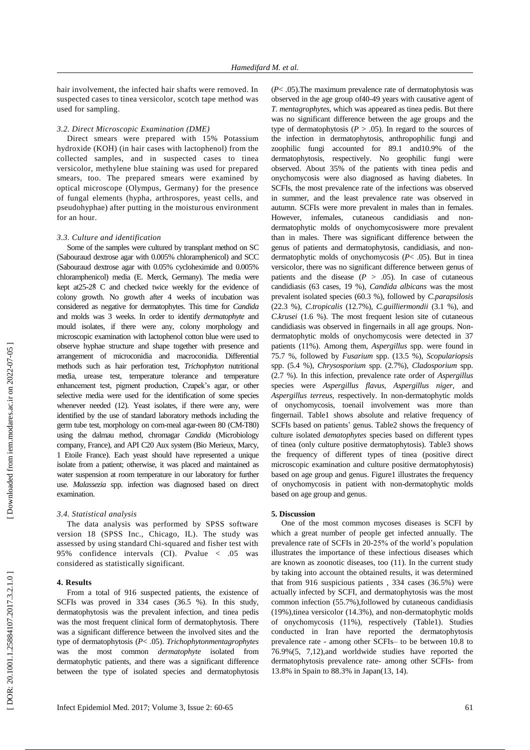hair involvement, the infected hair shafts were removed. In suspected cases to tinea versicolor, scotch tape method was used for sampling.

### 3.2. Direct Microscopic Examination (DME)

Direct smears were prepared with 15% Potassium hydroxide (KOH) (in hair cases with lactophenol) from the collected samples, and in suspected cases to tinea versicolor, methylene blue staining was used for prepared smears, too. The prepared smears were examined by optical microscope (Olympus, Germany) for the presence of fungal elements (hypha, arthrospores, yeast cells, and pseudohyphae) after putting in the moisturous environment for an hour.

### 3.3. Culture and identification

Some of the samples were cultured by transplant method on SC (Sabouraud dextrose agar with 0.005% chloramphenicol) and SCC (Sabouraud dextrose agar with 0.05% cycloheximide and 0.005% chloramphenicol) media (E. Merck, Germany). The media were kept at25-28 C and checked twice weekly for the evidence of colony growth. No growth after 4 weeks of incubation was considered as negative for dermatophytes. This time for *Candida* and molds was 3 weeks. In order to identify *dermatophyte* and mould isolates, if there were any, colony morphology and microscopic examination with lactophenol cotton blue were used to observe hyphae structure and shape together with presence and arrangement of microconidia and macroconidia. Differential methods such as hair perforation test, *Trichophyton* nutritional media, urease test, temperature tolerance and temperature enhancement test, pigment production, Czapek's agar, or other selective media were used for the identification of some species whenever needed (12). Yeast isolates, if there were any, were identified by the use of standard laboratory methods including the germ tube test, morphology on corn-meal agar-tween 80 (CM-T80) using the dalmau method, chromagar *Candida* (Microbiology company, France), and API C20 Aux system (Bio Merieux, Marcy, 1 Etoile France). Each yeast should have represented a unique isolate from a patient; otherwise, it was placed and maintained as water suspension at room temperature in our laboratory for further use. *Malassezia* spp. infection was diagnosed based on direct examination.

### 3.4. Statistical analysis

The data analysis was performed by SPSS software version 18 (SPSS Inc., Chicago, IL). The study was assessed by using standard Chi-squared and fisher test with 95% confidence intervals (CI). *P*value < .05 was considered as statistically significant.

## 4. Results

From a total of 916 suspected patients, the existence of SCFIs was proved in 334 cases (36.5 %). In this study, dermatophytosis was the prevalent infection, and tinea pedis was the most frequent clinical form of dermatophytosis. There was a significant difference between the involved sites and the type of dermatophytosis ($P$< .05). *Trichophytonmentagrophytes* was the most common *dermatophyte* isolated from dermatophytic patients, and there was a significant difference between the type of isolated species and dermatophytosis ($P$< .05).The maximum prevalence rate of dermatophytosis was observed in the age group of40-49 years with causative agent of *T. mentagrophytes*, which was appeared as tinea pedis. But there was no significant difference between the age groups and the type of dermatophytosis ($P$ > .05). In regard to the sources of the infection in dermatophytosis, anthropophilic fungi and zoophilic fungi accounted for 89.1 and10.9% of the dermatophytosis, respectively. No geophilic fungi were observed. About 35% of the patients with tinea pedis and onychomycosis were also diagnosed as having diabetes. In SCFIs, the most prevalence rate of the infections was observed in summer, and the least prevalence rate was observed in autumn. SCFIs were more prevalent in males than in females. However, infemales, cutaneous candidiasis and non-dermatophytic molds of onychomycosiswere more prevalent than in males. There was significant difference between the genus of patients and dermatophytosis, candidiasis, and non-dermatophytic molds of onychomycosis ($P$< .05). But in tinea versicolor, there was no significant difference between genus of patients and the disease ($P$ > .05). In case of cutaneous candidiasis (63 cases, 19 %), *Candida albicans* was the most prevalent isolated species (60.3 %), followed by *C.parapsilosis* (22.3 %), *C.tropicalis* (12.7%), *C.guilliermondii* (3.1 %), and *C.krusei* (1.6 %). The most frequent lesion site of cutaneous candidiasis was observed in fingernails in all age groups. Non-dermatophytic molds of onychomycosis were detected in 37 patients (11%). Among them, *Aspergillus* spp. were found in 75.7 %, followed by *Fusarium* spp. (13.5 %), *Scopulariopsis* spp. (5.4 %), *Chrysosporium* spp. (2.7%), *Cladosporium* spp. (2.7 %). In this infection, prevalence rate order of *Aspergillus* species were *Aspergillus flavus*, *Aspergillus niger*, and *Aspergillus terreus*, respectively. In non-dermatophytic molds of onychomycosis, toenail involvement was more than fingernail. Table1 shows absolute and relative frequency of SCFIs based on patients' genus. Table2 shows the frequency of culture isolated *dematophytes* species based on different types of tinea (only culture positive dermatophytosis). Table3 shows the frequency of different types of tinea (positive direct microscopic examination and culture positive dermatophytosis) based on age group and genus. Figure1 illustrates the frequency of onychomycosis in patient with non-dermatophytic molds based on age group and genus.

## 5. Discussion

One of the most common mycoses diseases is SCFI by which a great number of people get infected annually. The prevalence rate of SCFIs in 20-25% of the world's population illustrates the importance of these infectious diseases which are known as zoonotic diseases, too (11). In the current study by taking into account the obtained results, it was determined that from 916 suspicious patients , 334 cases (36.5%) were actually infected by SCFI, and dermatophytosis was the most common infection (55.7%),followed by cutaneous candidiasis (19%),tinea versicolor (14.3%), and non-dermatophytic molds of onychomycosis (11%), respectively (Table1). Studies conducted in Iran have reported the dermatophytosis prevalence rate - among other SCFIs– to be between 10.8 to 76.9%(5, 7,12),and worldwide studies have reported the dermatophytosis prevalence rate- among other SCFIs- from 13.8% in Spain to 88.3% in Japan(13, 14).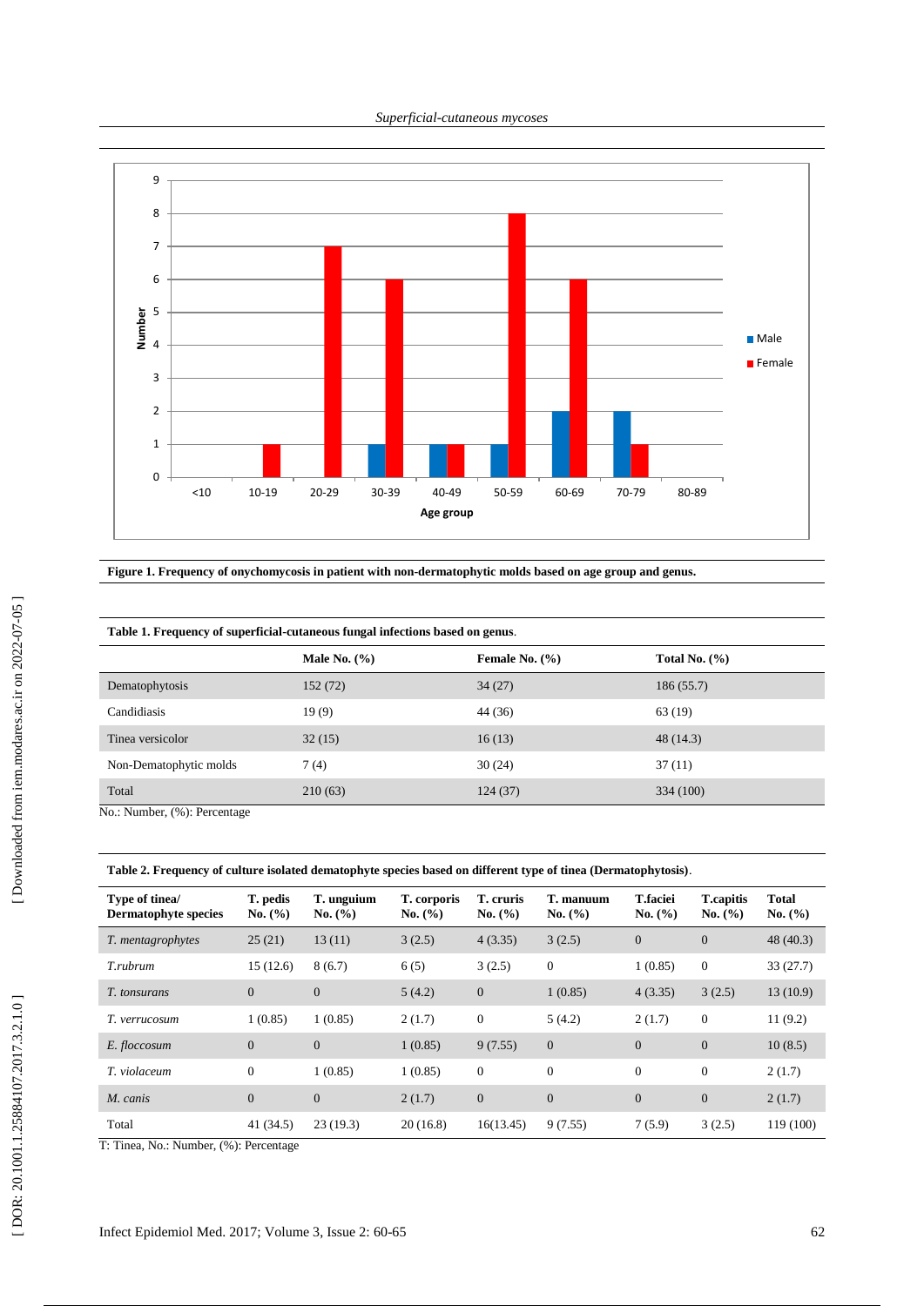**Figure 1. Frequency of onychomycosis in patient with non-dermatophytic molds based on age group and genus.**

**Table 1. Frequency of superficial-cutaneous fungal infections based on genus**.

| | Male No. (%) | Female No. (%) | Total No. (%) |
|---|---|---|---|
| Dematophytosis | 152 (72) | 34 (27) | 186 (55.7) |
| Candidiasis | 19 (9) | 44 (36) | 63 (19) |
| Tinea versicolor | 32 (15) | 16 (13) | 48 (14.3) |
| Non-Dematophytic molds | 7 (4) | 30 (24) | 37 (11) |
| Total | 210 (63) | 124 (37) | 334 (100) |

No.: Number, (%): Percentage

**Table 2. Frequency of culture isolated dematophyte species based on different type of tinea (Dermatophytosis)**.

| Type of tinea/ Dermatophyte species | T. pedis No. (%) | T. unguium No. (%) | T. corporis No. (%) | T. cruris No. (%) | T. manuum No. (%) | T.faciei No. (%) | T.capitis No. (%) | Total No. (%) |
|---|---|---|---|---|---|---|---|---|
| *T. mentagrophytes* | 25 (21) | 13 (11) | 3 (2.5) | 4 (3.35) | 3 (2.5) | 0 | 0 | 48 (40.3) |
| *T.rubrum* | 15 (12.6) | 8 (6.7) | 6 (5) | 3 (2.5) | 0 | 1 (0.85) | 0 | 33 (27.7) |
| *T. tonsurans* | 0 | 0 | 5 (4.2) | 0 | 1 (0.85) | 4 (3.35) | 3 (2.5) | 13 (10.9) |
| *T. verrucosum* | 1 (0.85) | 1 (0.85) | 2 (1.7) | 0 | 5 (4.2) | 2 (1.7) | 0 | 11 (9.2) |
| *E. floccosum* | 0 | 0 | 1 (0.85) | 9 (7.55) | 0 | 0 | 0 | 10 (8.5) |
| *T. violaceum* | 0 | 1 (0.85) | 1 (0.85) | 0 | 0 | 0 | 0 | 2 (1.7) |
| *M. canis* | 0 | 0 | 2 (1.7) | 0 | 0 | 0 | 0 | 2 (1.7) |
| Total | 41 (34.5) | 23 (19.3) | 20 (16.8) | 16(13.45) | 9 (7.55) | 7 (5.9) | 3 (2.5) | 119 (100) |

T: Tinea, No.: Number, (%): Percentage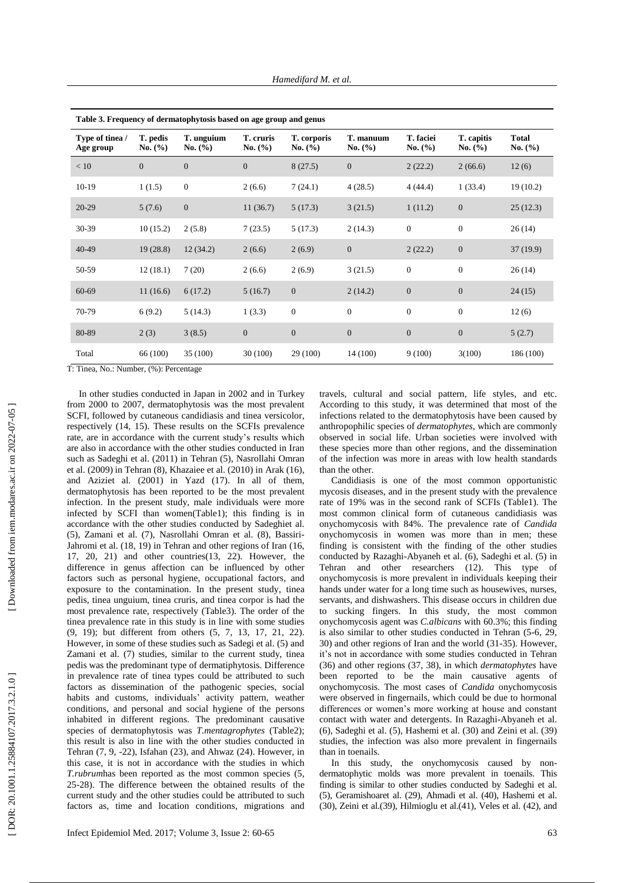**Table 3. Frequency of dermatophytosis based on age group and genus**

| Type of tinea / Age group | T. pedis No. (%) | T. unguium No. (%) | T. cruris No. (%) | T. corporis No. (%) | T. manuum No. (%) | T. faciei No. (%) | T. capitis No. (%) | Total No. (%) |
|---|---|---|---|---|---|---|---|---|
| < 10 | 0 | 0 | 0 | 8 (27.5) | 0 | 2 (22.2) | 2 (66.6) | 12 (6) |
| 10-19 | 1 (1.5) | 0 | 2 (6.6) | 7 (24.1) | 4 (28.5) | 4 (44.4) | 1 (33.4) | 19 (10.2) |
| 20-29 | 5 (7.6) | 0 | 11 (36.7) | 5 (17.3) | 3 (21.5) | 1 (11.2) | 0 | 25 (12.3) |
| 30-39 | 10 (15.2) | 2 (5.8) | 7 (23.5) | 5 (17.3) | 2 (14.3) | 0 | 0 | 26 (14) |
| 40-49 | 19 (28.8) | 12 (34.2) | 2 (6.6) | 2 (6.9) | 0 | 2 (22.2) | 0 | 37 (19.9) |
| 50-59 | 12 (18.1) | 7 (20) | 2 (6.6) | 2 (6.9) | 3 (21.5) | 0 | 0 | 26 (14) |
| 60-69 | 11 (16.6) | 6 (17.2) | 5 (16.7) | 0 | 2 (14.2) | 0 | 0 | 24 (15) |
| 70-79 | 6 (9.2) | 5 (14.3) | 1 (3.3) | 0 | 0 | 0 | 0 | 12 (6) |
| 80-89 | 2 (3) | 3 (8.5) | 0 | 0 | 0 | 0 | 0 | 5 (2.7) |
| Total | 66 (100) | 35 (100) | 30 (100) | 29 (100) | 14 (100) | 9 (100) | 3(100) | 186 (100) |

T: Tinea, No.: Number, (%): Percentage

In other studies conducted in Japan in 2002 and in Turkey from 2000 to 2007, dermatophytosis was the most prevalent SCFI, followed by cutaneous candidiasis and tinea versicolor, respectively (14, 15). These results on the SCFIs prevalence rate, are in accordance with the current study's results which are also in accordance with the other studies conducted in Iran such as Sadeghi et al. (2011) in Tehran (5), Nasrollahi Omran et al. (2009) in Tehran (8), Khazaiee et al. (2010) in Arak (16), and Aziziet al. (2001) in Yazd (17). In all of them, dermatophytosis has been reported to be the most prevalent infection. In the present study, male individuals were more infected by SCFI than women(Table1); this finding is in accordance with the other studies conducted by Sadeghiet al. (5), Zamani et al. (7), Nasrollahi Omran et al. (8), Bassiri-Jahromi et al. (18, 19) in Tehran and other regions of Iran (16, 17, 20, 21) and other countries(13, 22). However, the difference in genus affection can be influenced by other factors such as personal hygiene, occupational factors, and exposure to the contamination. In the present study, tinea pedis, tinea unguium, tinea cruris, and tinea corpor is had the most prevalence rate, respectively (Table3). The order of the tinea prevalence rate in this study is in line with some studies (9, 19); but different from others (5, 7, 13, 17, 21, 22). However, in some of these studies such as Sadegi et al. (5) and Zamani et al. (7) studies, similar to the current study, tinea pedis was the predominant type of dermatiphytosis. Difference in prevalence rate of tinea types could be attributed to such factors as dissemination of the pathogenic species, social habits and customs, individuals' activity pattern, weather conditions, and personal and social hygiene of the persons inhabited in different regions. The predominant causative species of dermatophytosis was *T.mentagrophytes* (Table2); this result is also in line with the other studies conducted in Tehran (7, 9, -22), Isfahan (23), and Ahwaz (24). However, in this case, it is not in accordance with the studies in which *T.rubrum*has been reported as the most common species (5, 25-28). The difference between the obtained results of the current study and the other studies could be attributed to such factors as, time and location conditions, migrations and travels, cultural and social pattern, life styles, and etc. According to this study, it was determined that most of the infections related to the dermatophytosis have been caused by anthropophilic species of *dermatophytes*, which are commonly observed in social life. Urban societies were involved with these species more than other regions, and the dissemination of the infection was more in areas with low health standards than the other.

Candidiasis is one of the most common opportunistic mycosis diseases, and in the present study with the prevalence rate of 19% was in the second rank of SCFIs (Table1). The most common clinical form of cutaneous candidiasis was onychomycosis with 84%. The prevalence rate of *Candida* onychomycosis in women was more than in men; these finding is consistent with the finding of the other studies conducted by Razaghi-Abyaneh et al. (6), Sadeghi et al. (5) in Tehran and other researchers (12). This type of onychomycosis is more prevalent in individuals keeping their hands under water for a long time such as housewives, nurses, servants, and dishwashers. This disease occurs in children due to sucking fingers. In this study, the most common onychomycosis agent was *C.albicans* with 60.3%; this finding is also similar to other studies conducted in Tehran (5-6, 29, 30) and other regions of Iran and the world (31-35). However, it's not in accordance with some studies conducted in Tehran (36) and other regions (37, 38), in which *dermatophytes* have been reported to be the main causative agents of onychomycosis. The most cases of *Candida* onychomycosis were observed in fingernails, which could be due to hormonal differences or women's more working at house and constant contact with water and detergents. In Razaghi-Abyaneh et al. (6), Sadeghi et al. (5), Hashemi et al. (30) and Zeini et al. (39) studies, the infection was also more prevalent in fingernails than in toenails.

In this study, the onychomycosis caused by non-dermatophytic molds was more prevalent in toenails. This finding is similar to other studies conducted by Sadeghi et al. (5), Geramishoaret al. (29), Ahmadi et al. (40), Hashemi et al. (30), Zeini et al.(39), Hilmioglu et al.(41), Veles et al. (42), and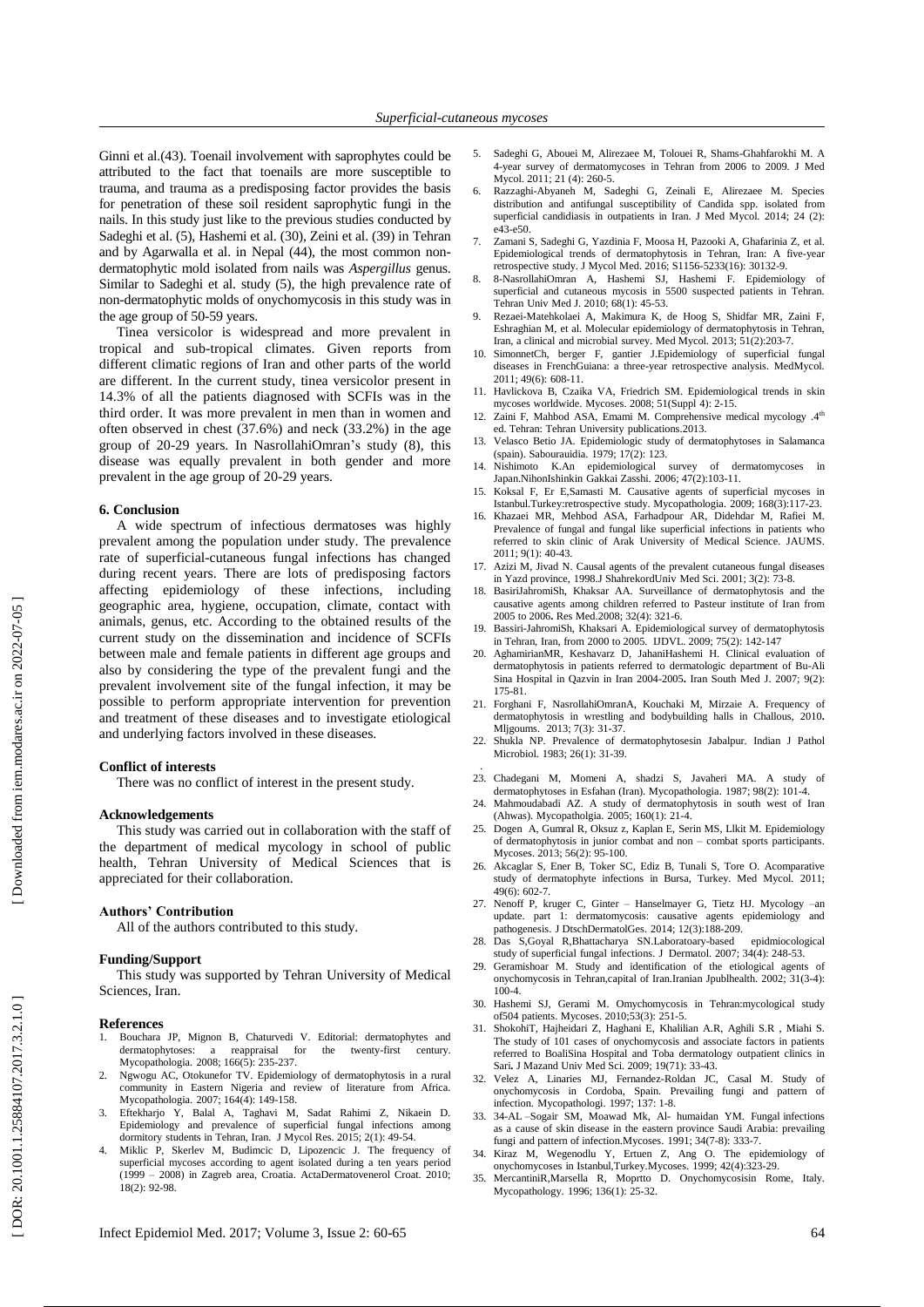Ginni et al.(43). Toenail involvement with saprophytes could be attributed to the fact that toenails are more susceptible to trauma, and trauma as a predisposing factor provides the basis for penetration of these soil resident saprophytic fungi in the nails. In this study just like to the previous studies conducted by Sadeghi et al. (5), Hashemi et al. (30), Zeini et al. (39) in Tehran and by Agarwalla et al. in Nepal (44), the most common non-dermatophytic mold isolated from nails was *Aspergillus* genus. Similar to Sadeghi et al. study (5), the high prevalence rate of non-dermatophytic molds of onychomycosis in this study was in the age group of 50-59 years.

Tinea versicolor is widespread and more prevalent in tropical and sub-tropical climates. Given reports from different climatic regions of Iran and other parts of the world are different. In the current study, tinea versicolor present in 14.3% of all the patients diagnosed with SCFIs was in the third order. It was more prevalent in men than in women and often observed in chest (37.6%) and neck (33.2%) in the age group of 20-29 years. In NasrollahiOmran's study (8), this disease was equally prevalent in both gender and more prevalent in the age group of 20-29 years.

## 6. Conclusion

A wide spectrum of infectious dermatoses was highly prevalent among the population under study. The prevalence rate of superficial-cutaneous fungal infections has changed during recent years. There are lots of predisposing factors affecting epidemiology of these infections, including geographic area, hygiene, occupation, climate, contact with animals, genus, etc. According to the obtained results of the current study on the dissemination and incidence of SCFIs between male and female patients in different age groups and also by considering the type of the prevalent fungi and the prevalent involvement site of the fungal infection, it may be possible to perform appropriate intervention for prevention and treatment of these diseases and to investigate etiological and underlying factors involved in these diseases.

### Conflict of interests

There was no conflict of interest in the present study.

### Acknowledgements

This study was carried out in collaboration with the staff of the department of medical mycology in school of public health, Tehran University of Medical Sciences that is appreciated for their collaboration.

### Authors' Contribution

All of the authors contributed to this study.

### Funding/Support

This study was supported by Tehran University of Medical Sciences, Iran.

### References

1. Bouchara JP, Mignon B, Chaturvedi V. Editorial: dermatophytes and dermatophytoses: a reappraisal for the twenty-first century. Mycopathologia. 2008; 166(5): 235-237.
2. Ngwogu AC, Otokunefor TV. Epidemiology of dermatophytosis in a rural community in Eastern Nigeria and review of literature from Africa. Mycopathologia. 2007; 164(4): 149-158.
3. Eftekharjo Y, Balal A, Taghavi M, Sadat Rahimi Z, Nikaein D. Epidemiology and prevalence of superficial fungal infections among dormitory students in Tehran, Iran. J Mycol Res. 2015; 2(1): 49-54.
4. Miklic P, Skerlev M, Budimcic D, Lipozencic J. The frequency of superficial mycoses according to agent isolated during a ten years period (1999 – 2008) in Zagreb area, Croatia. ActaDermatovenerol Croat. 2010; 18(2): 92-98.
5. Sadeghi G, Abouei M, Alirezaee M, Tolouei R, Shams-Ghahfarokhi M. A 4-year survey of dermatomycoses in Tehran from 2006 to 2009. J Med Mycol. 2011; 21 (4): 260-5.
6. Razzaghi-Abyaneh M, Sadeghi G, Zeinali E, Alirezaee M. Species distribution and antifungal susceptibility of Candida spp. isolated from superficial candidiasis in outpatients in Iran. J Med Mycol. 2014; 24 (2): e43-e50.
7. Zamani S, Sadeghi G, Yazdinia F, Moosa H, Pazooki A, Ghafarinia Z, et al. Epidemiological trends of dermatophytosis in Tehran, Iran: A five-year retrospective study. J Mycol Med. 2016; S1156-5233(16): 30132-9.
8. 8-NasrollahiOmran A, Hashemi SJ, Hashemi F. Epidemiology of superficial and cutaneous mycosis in 5500 suspected patients in Tehran. Tehran Univ Med J. 2010; 68(1): 45-53.
9. Rezaei-Matehkolaei A, Makimura K, de Hoog S, Shidfar MR, Zaini F, Eshraghian M, et al. Molecular epidemiology of dermatophytosis in Tehran, Iran, a clinical and microbial survey. Med Mycol. 2013; 51(2):203-7.
10. SimonnetCh, berger F, gantier J.Epidemiology of superficial fungal diseases in FrenchGuiana: a three-year retrospective analysis. MedMycol. 2011; 49(6): 608-11.
11. Havlickova B, Czaika VA, Friedrich SM. Epidemiological trends in skin mycoses worldwide. Mycoses. 2008; 51(Suppl 4): 2-15.
12. Zaini F, Mahbod ASA, Emami M. Comprehensive medical mycology .4th ed. Tehran: Tehran University publications.2013.
13. Velasco Betio JA. Epidemiologic study of dermatophytoses in Salamanca (spain). Sabourauidia. 1979; 17(2): 123.
14. Nishimoto K.An epidemiological survey of dermatomycoses in Japan.NihonIshinkin Gakkai Zasshi. 2006; 47(2):103-11.
15. Koksal F, Er E,Samasti M. Causative agents of superficial mycoses in Istanbul.Turkey:retrospective study. Mycopathologia. 2009; 168(3):117-23.
16. Khazaei MR, Mehbod ASA, Farhadpour AR, Didehdar M, Rafiei M. Prevalence of fungal and fungal like superficial infections in patients who referred to skin clinic of Arak University of Medical Science. JAUMS. 2011; 9(1): 40-43.
17. Azizi M, Jivad N. Causal agents of the prevalent cutaneous fungal diseases in Yazd province, 1998.J ShahrekordUniv Med Sci. 2001; 3(2): 73-8.
18. BasiriJahromiSh, Khaksar AA. Surveillance of dermatophytosis and the causative agents among children referred to Pasteur institute of Iran from 2005 to 2006. Res Med.2008; 32(4): 321-6.
19. Bassiri-JahromiSh, Khaksari A. Epidemiological survey of dermatophytosis in Tehran, Iran, from 2000 to 2005. IJDVL. 2009; 75(2): 142-147
20. AghamirianMR, Keshavarz D, JahaniHashemi H. Clinical evaluation of dermatophytosis in patients referred to dermatologic department of Bu-Ali Sina Hospital in Qazvin in Iran 2004-2005. Iran South Med J. 2007; 9(2): 175-81.
21. Forghani F, NasrollahiOmranA, Kouchaki M, Mirzaie A. Frequency of dermatophytosis in wrestling and bodybuilding halls in Challous, 2010. Mljgoums. 2013; 7(3): 31-37.
22. Shukla NP. Prevalence of dermatophytosesin Jabalpur. Indian J Pathol Microbiol. 1983; 26(1): 31-39.
23. Chadegani M, Momeni A, shadzi S, Javaheri MA. A study of dermatophytoses in Esfahan (Iran). Mycopathologia. 1987; 98(2): 101-4.
24. Mahmoudabadi AZ. A study of dermatophytosis in south west of Iran (Ahwas). Mycopatholgia. 2005; 160(1): 21-4.
25. Dogen A, Gumral R, Oksuz z, Kaplan E, Serin MS, Llkit M. Epidemiology of dermatophytosis in junior combat and non – combat sports participants. Mycoses. 2013; 56(2): 95-100.
26. Akcaglar S, Ener B, Toker SC, Ediz B, Tunali S, Tore O. Acomparative study of dermatophyte infections in Bursa, Turkey. Med Mycol. 2011; 49(6): 602-7.
27. Nenoff P, kruger C, Ginter – Hanselmayer G, Tietz HJ. Mycology –an update. part 1: dermatomycosis: causative agents epidemiology and pathogenesis. J DtschDermatolGes. 2014; 12(3):188-209.
28. Das S,Goyal R,Bhattacharya SN.Laboratoary-based epidmiocological study of superficial fungal infections. J Dermatol. 2007; 34(4): 248-53.
29. Geramishoar M. Study and identification of the etiological agents of onychomycosis in Tehran,capital of Iran.Iranian Jpublhealth. 2002; 31(3-4): 100-4.
30. Hashemi SJ, Gerami M. Omychomycosis in Tehran:mycological study of504 patients. Mycoses. 2010;53(3): 251-5.
31. ShokohiT, Hajheidari Z, Haghani E, Khalilian A.R, Aghili S.R , Miahi S. The study of 101 cases of onychomycosis and associate factors in patients referred to BoaliSina Hospital and Toba dermatology outpatient clinics in Sari. J Mazand Univ Med Sci. 2009; 19(71): 33-43.
32. Velez A, Linaries MJ, Fernandez-Roldan JC, Casal M. Study of onychomycosis in Cordoba, Spain. Prevailing fungi and pattern of infection. Mycopathologi. 1997; 137: 1-8.
33. 34-AL –Sogair SM, Moawad Mk, Al- humaidan YM. Fungal infections as a cause of skin disease in the eastern province Saudi Arabia: prevailing fungi and pattern of infection.Mycoses. 1991; 34(7-8): 333-7.
34. Kiraz M, Wegenodlu Y, Ertuen Z, Ang O. The epidemiology of onychomycoses in Istanbul,Turkey.Mycoses. 1999; 42(4):323-29.
35. MercantiniR,Marsella R, Moprtto D. Onychomycosisin Rome, Italy. Mycopathology. 1996; 136(1): 25-32.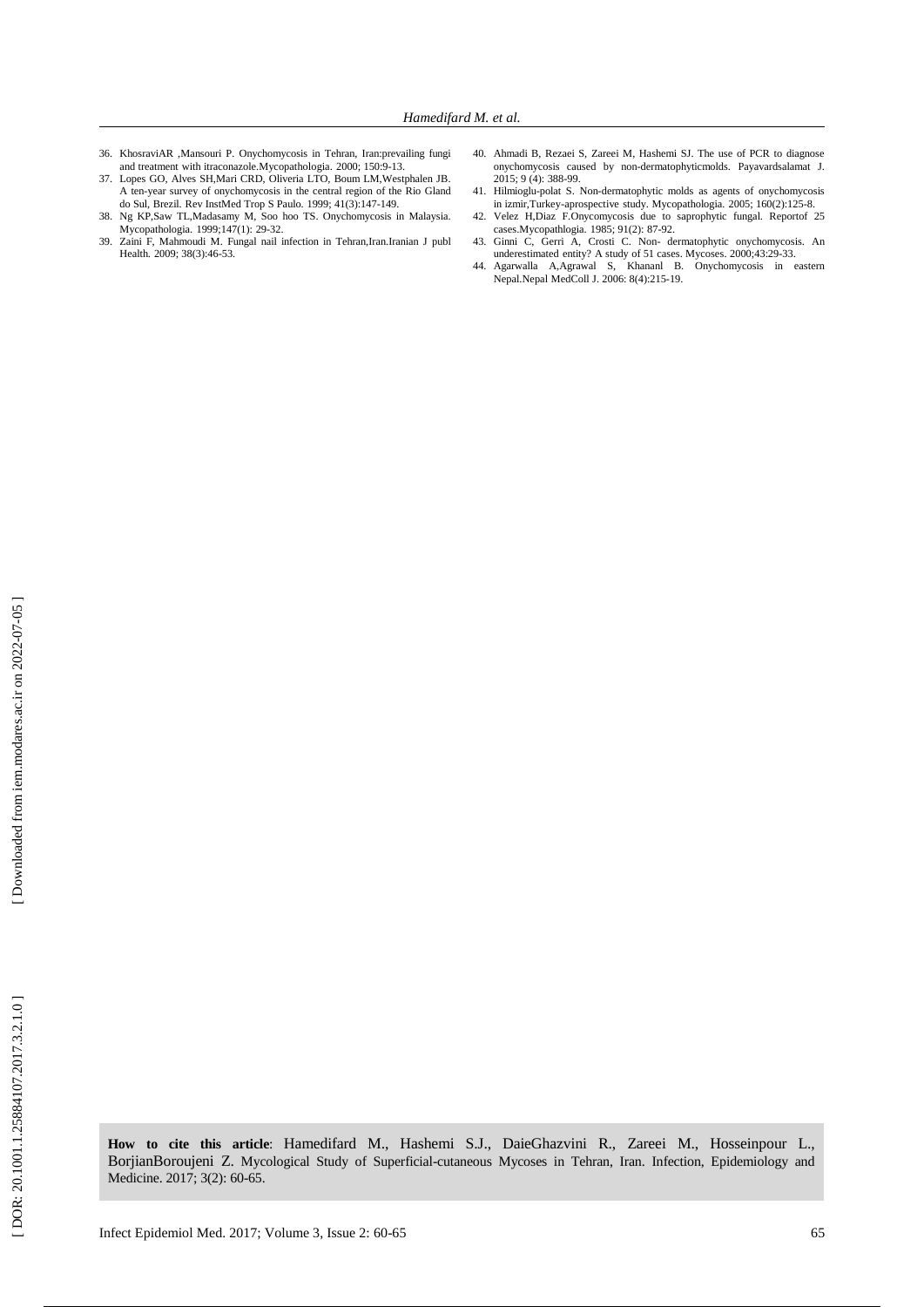36. KhosraviAR ,Mansouri P. Onychomycosis in Tehran, Iran:prevailing fungi and treatment with itraconazole.Mycopathologia. 2000; 150:9-13.
37. Lopes GO, Alves SH,Mari CRD, Oliveria LTO, Boum LM,Westphalen JB. A ten-year survey of onychomycosis in the central region of the Rio Gland do Sul, Brezil. Rev InstMed Trop S Paulo. 1999; 41(3):147-149.
38. Ng KP,Saw TL,Madasamy M, Soo hoo TS. Onychomycosis in Malaysia. Mycopathologia. 1999;147(1): 29-32.
39. Zaini F, Mahmoudi M. Fungal nail infection in Tehran,Iran.Iranian J publ Health. 2009; 38(3):46-53.
40. Ahmadi B, Rezaei S, Zareei M, Hashemi SJ. The use of PCR to diagnose onychomycosis caused by non-dermatophyticmolds. Payavardsalamat J. 2015; 9 (4): 388-99.
41. Hilmioglu-polat S. Non-dermatophytic molds as agents of onychomycosis in izmir,Turkey-aprospective study. Mycopathologia. 2005; 160(2):125-8.
42. Velez H,Diaz F.Onycomycosis due to saprophytic fungal. Reportof 25 cases.Mycopathlogia. 1985; 91(2): 87-92.
43. Ginni C, Gerri A, Crosti C. Non- dermatophytic onychomycosis. An underestimated entity? A study of 51 cases. Mycoses. 2000;43:29-33.
44. Agarwalla A,Agrawal S, Khananl B. Onychomycosis in eastern Nepal.Nepal MedColl J. 2006: 8(4):215-19.

**How to cite this article**: Hamedifard M., Hashemi S.J., DaieGhazvini R., Zareei M., Hosseinpour L., BorjianBoroujeni Z. Mycological Study of Superficial-cutaneous Mycoses in Tehran, Iran. Infection, Epidemiology and Medicine. 2017; 3(2): 60-65.